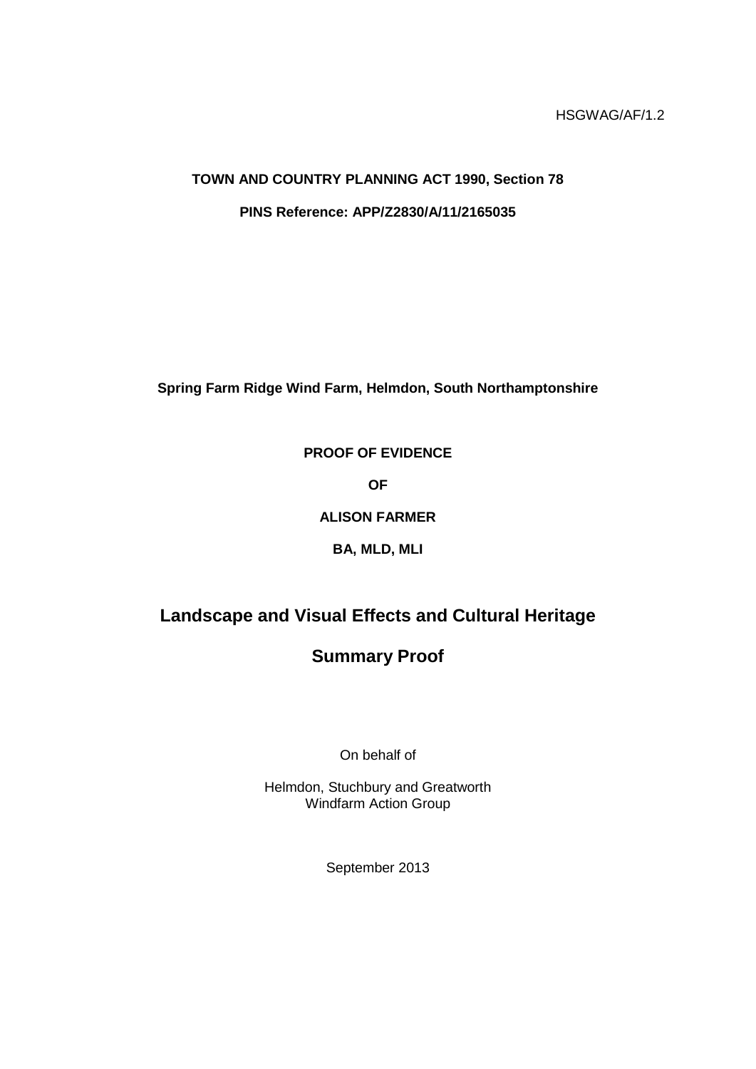HSGWAG/AF/1.2

**TOWN AND COUNTRY PLANNING ACT 1990, Section 78**

**PINS Reference: APP/Z2830/A/11/2165035**

**Spring Farm Ridge Wind Farm, Helmdon, South Northamptonshire**

**PROOF OF EVIDENCE**

**OF**

**ALISON FARMER**

**BA, MLD, MLI**

# Landscape and Visual Effects and Cultural Heritage

# Summary Proof

On behalf of

Helmdon, Stuchbury and Greatworth
Windfarm Action Group

September 2013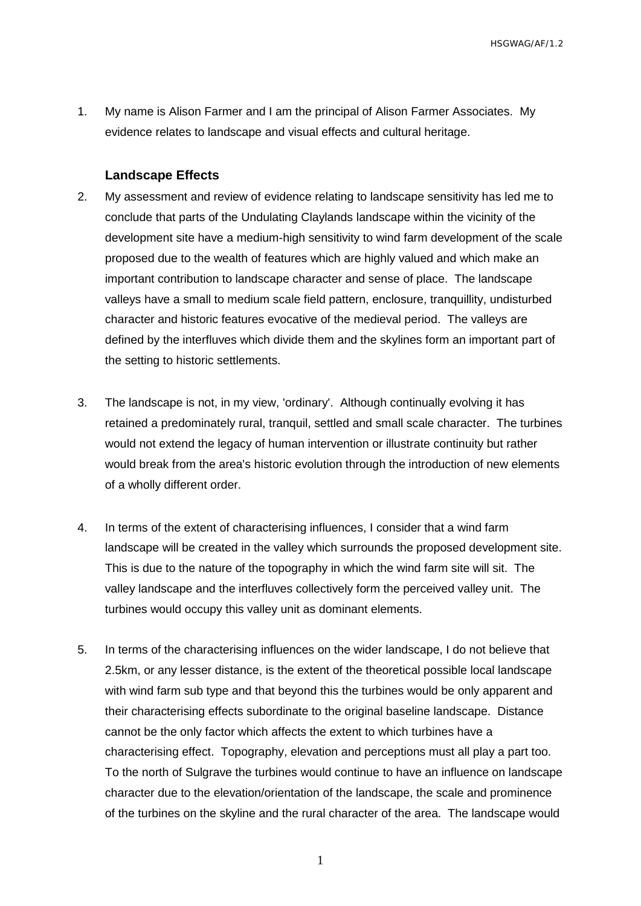1. My name is Alison Farmer and I am the principal of Alison Farmer Associates. My evidence relates to landscape and visual effects and cultural heritage.

### Landscape Effects

2. My assessment and review of evidence relating to landscape sensitivity has led me to conclude that parts of the Undulating Claylands landscape within the vicinity of the development site have a medium-high sensitivity to wind farm development of the scale proposed due to the wealth of features which are highly valued and which make an important contribution to landscape character and sense of place. The landscape valleys have a small to medium scale field pattern, enclosure, tranquillity, undisturbed character and historic features evocative of the medieval period. The valleys are defined by the interfluves which divide them and the skylines form an important part of the setting to historic settlements.

3. The landscape is not, in my view, 'ordinary'. Although continually evolving it has retained a predominately rural, tranquil, settled and small scale character. The turbines would not extend the legacy of human intervention or illustrate continuity but rather would break from the area's historic evolution through the introduction of new elements of a wholly different order.

4. In terms of the extent of characterising influences, I consider that a wind farm landscape will be created in the valley which surrounds the proposed development site. This is due to the nature of the topography in which the wind farm site will sit. The valley landscape and the interfluves collectively form the perceived valley unit. The turbines would occupy this valley unit as dominant elements.

5. In terms of the characterising influences on the wider landscape, I do not believe that 2.5km, or any lesser distance, is the extent of the theoretical possible local landscape with wind farm sub type and that beyond this the turbines would be only apparent and their characterising effects subordinate to the original baseline landscape. Distance cannot be the only factor which affects the extent to which turbines have a characterising effect. Topography, elevation and perceptions must all play a part too. To the north of Sulgrave the turbines would continue to have an influence on landscape character due to the elevation/orientation of the landscape, the scale and prominence of the turbines on the skyline and the rural character of the area. The landscape would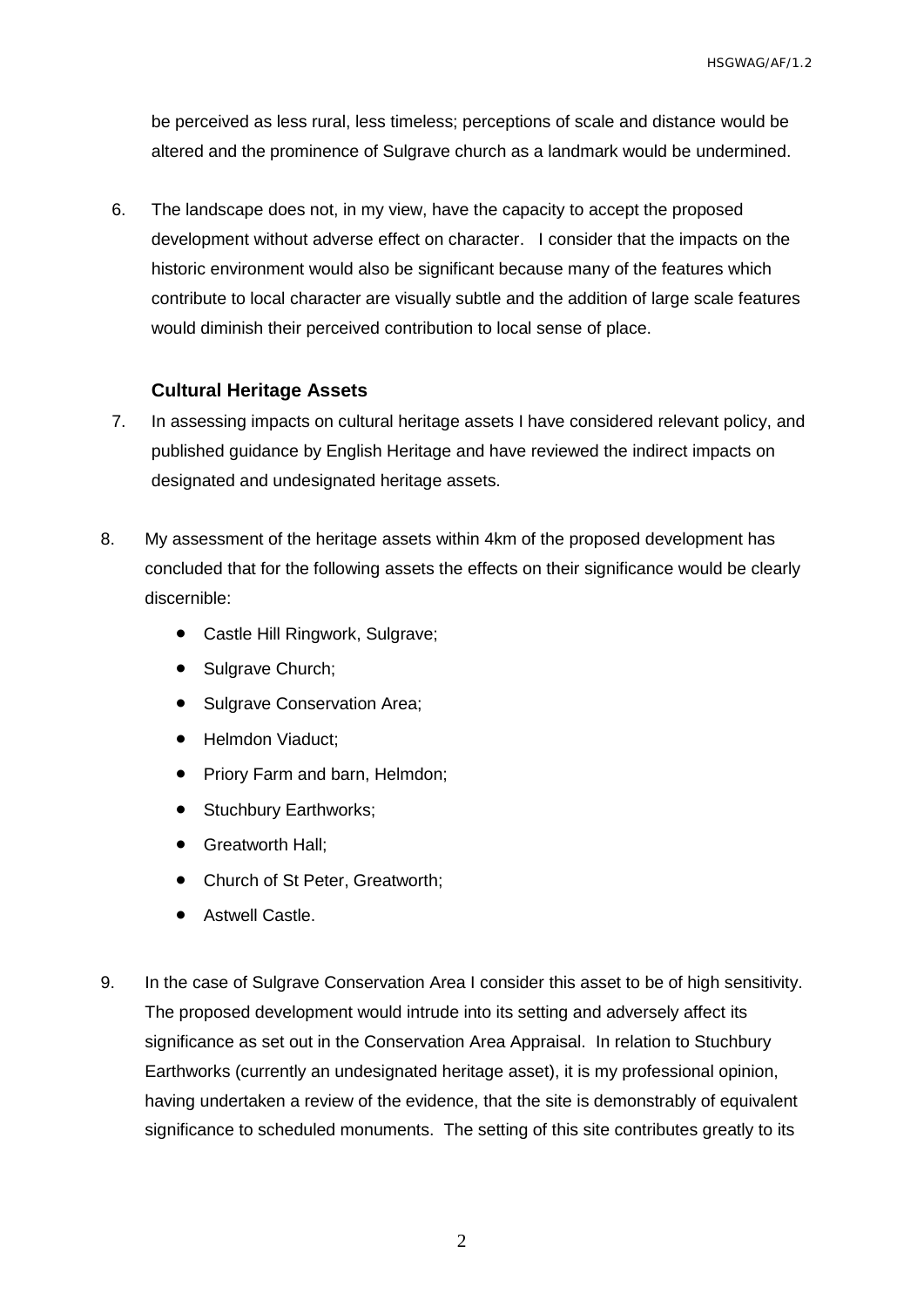be perceived as less rural, less timeless; perceptions of scale and distance would be altered and the prominence of Sulgrave church as a landmark would be undermined.

6. The landscape does not, in my view, have the capacity to accept the proposed development without adverse effect on character. I consider that the impacts on the historic environment would also be significant because many of the features which contribute to local character are visually subtle and the addition of large scale features would diminish their perceived contribution to local sense of place.

### Cultural Heritage Assets

7. In assessing impacts on cultural heritage assets I have considered relevant policy, and published guidance by English Heritage and have reviewed the indirect impacts on designated and undesignated heritage assets.

8. My assessment of the heritage assets within 4km of the proposed development has concluded that for the following assets the effects on their significance would be clearly discernible:

   - Castle Hill Ringwork, Sulgrave;
   - Sulgrave Church;
   - Sulgrave Conservation Area;
   - Helmdon Viaduct;
   - Priory Farm and barn, Helmdon;
   - Stuchbury Earthworks;
   - Greatworth Hall;
   - Church of St Peter, Greatworth;
   - Astwell Castle.

9. In the case of Sulgrave Conservation Area I consider this asset to be of high sensitivity. The proposed development would intrude into its setting and adversely affect its significance as set out in the Conservation Area Appraisal. In relation to Stuchbury Earthworks (currently an undesignated heritage asset), it is my professional opinion, having undertaken a review of the evidence, that the site is demonstrably of equivalent significance to scheduled monuments. The setting of this site contributes greatly to its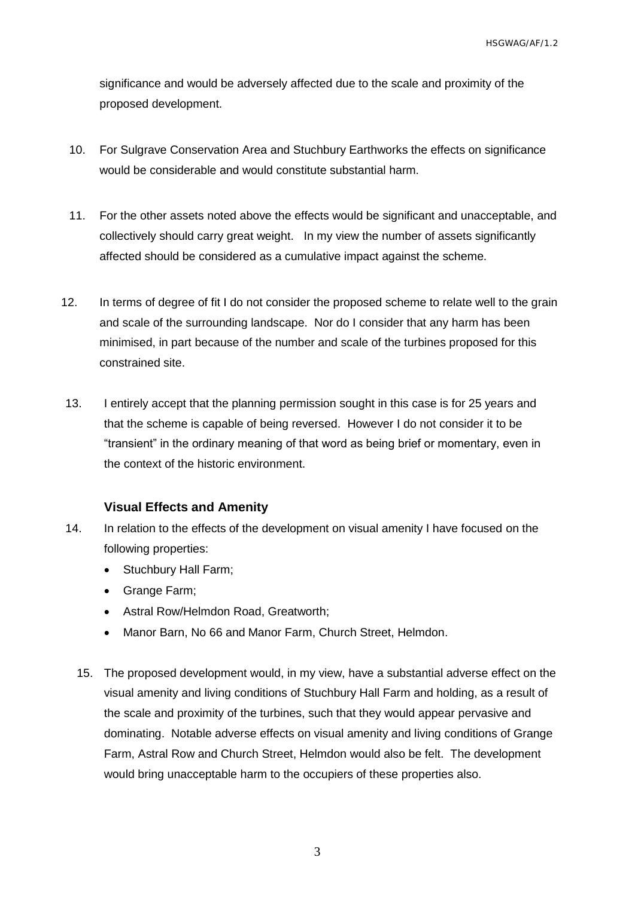significance and would be adversely affected due to the scale and proximity of the proposed development.

10. For Sulgrave Conservation Area and Stuchbury Earthworks the effects on significance would be considerable and would constitute substantial harm.

11. For the other assets noted above the effects would be significant and unacceptable, and collectively should carry great weight. In my view the number of assets significantly affected should be considered as a cumulative impact against the scheme.

12. In terms of degree of fit I do not consider the proposed scheme to relate well to the grain and scale of the surrounding landscape. Nor do I consider that any harm has been minimised, in part because of the number and scale of the turbines proposed for this constrained site.

13. I entirely accept that the planning permission sought in this case is for 25 years and that the scheme is capable of being reversed. However I do not consider it to be "transient" in the ordinary meaning of that word as being brief or momentary, even in the context of the historic environment.

### Visual Effects and Amenity

14. In relation to the effects of the development on visual amenity I have focused on the following properties:
    - Stuchbury Hall Farm;
    - Grange Farm;
    - Astral Row/Helmdon Road, Greatworth;
    - Manor Barn, No 66 and Manor Farm, Church Street, Helmdon.

15. The proposed development would, in my view, have a substantial adverse effect on the visual amenity and living conditions of Stuchbury Hall Farm and holding, as a result of the scale and proximity of the turbines, such that they would appear pervasive and dominating. Notable adverse effects on visual amenity and living conditions of Grange Farm, Astral Row and Church Street, Helmdon would also be felt. The development would bring unacceptable harm to the occupiers of these properties also.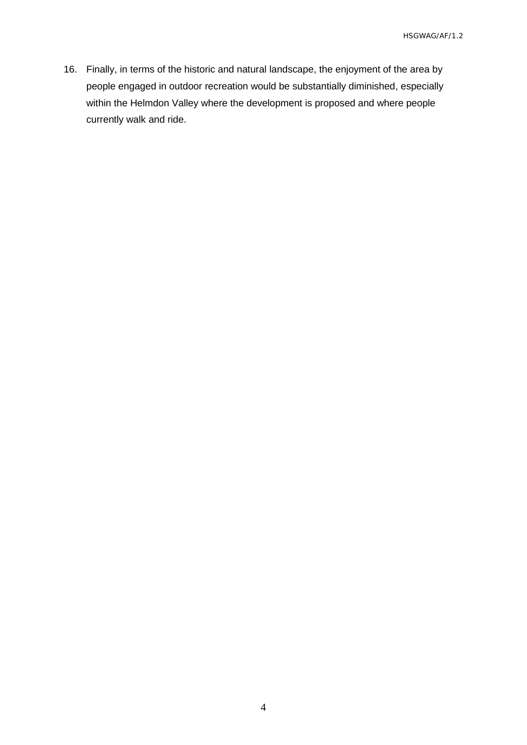16. Finally, in terms of the historic and natural landscape, the enjoyment of the area by people engaged in outdoor recreation would be substantially diminished, especially within the Helmdon Valley where the development is proposed and where people currently walk and ride.